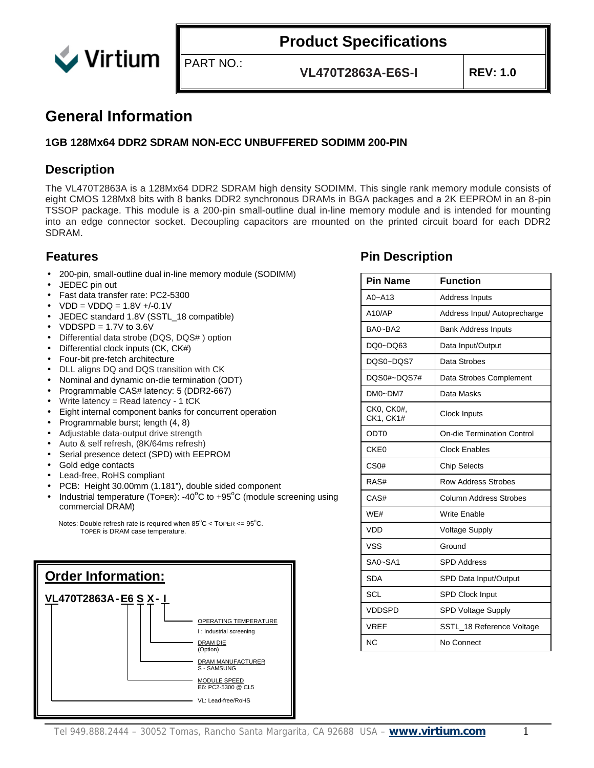# Product Specifications

PART NO.: **VL470T2863A-E6S-I** **REV: 1.0**

## General Information

**1GB 128Mx64 DDR2 SDRAM NON-ECC UNBUFFERED SODIMM 200-PIN**

## Description

The VL470T2863A is a 128Mx64 DDR2 SDRAM high density SODIMM. This single rank memory module consists of eight CMOS 128Mx8 bits with 8 banks DDR2 synchronous DRAMs in BGA packages and a 2K EEPROM in an 8-pin TSSOP package. This module is a 200-pin small-outline dual in-line memory module and is intended for mounting into an edge connector socket. Decoupling capacitors are mounted on the printed circuit board for each DDR2 SDRAM.

## Features

- 200-pin, small-outline dual in-line memory module (SODIMM)
- JEDEC pin out
- Fast data transfer rate: PC2-5300
- VDD = VDDQ = 1.8V +/-0.1V
- JEDEC standard 1.8V (SSTL_18 compatible)
- VDDSPD = 1.7V to 3.6V
- Differential data strobe (DQS, DQS# ) option
- Differential clock inputs (CK, CK#)
- Four-bit pre-fetch architecture
- DLL aligns DQ and DQS transition with CK
- Nominal and dynamic on-die termination (ODT)
- Programmable CAS# latency: 5 (DDR2-667)
- Write latency = Read latency - 1 tCK
- Eight internal component banks for concurrent operation
- Programmable burst; length (4, 8)
- Adjustable data-output drive strength
- Auto & self refresh, (8K/64ms refresh)
- Serial presence detect (SPD) with EEPROM
- Gold edge contacts
- Lead-free, RoHS compliant
- PCB: Height 30.00mm (1.181”), double sided component
- Industrial temperature (TOPER): -40°C to +95°C (module screening using commercial DRAM)

Notes: Double refresh rate is required when 85°C < TOPER <= 95°C.
TOPER is DRAM case temperature.

## Order Information:

**VL470T2863A - E6 S X - I**

- OPERATING TEMPERATURE — I : Industrial screening
- DRAM DIE — (Option)
- DRAM MANUFACTURER — S - SAMSUNG
- MODULE SPEED — E6: PC2-5300 @ CL5
- VL: Lead-free/RoHS

## Pin Description

| Pin Name | Function |
|---|---|
| A0~A13 | Address Inputs |
| A10/AP | Address Input/ Autoprecharge |
| BA0~BA2 | Bank Address Inputs |
| DQ0~DQ63 | Data Input/Output |
| DQS0~DQS7 | Data Strobes |
| DQS0#~DQS7# | Data Strobes Complement |
| DM0~DM7 | Data Masks |
| CK0, CK0#, CK1, CK1# | Clock Inputs |
| ODT0 | On-die Termination Control |
| CKE0 | Clock Enables |
| CS0# | Chip Selects |
| RAS# | Row Address Strobes |
| CAS# | Column Address Strobes |
| WE# | Write Enable |
| VDD | Voltage Supply |
| VSS | Ground |
| SA0~SA1 | SPD Address |
| SDA | SPD Data Input/Output |
| SCL | SPD Clock Input |
| VDDSPD | SPD Voltage Supply |
| VREF | SSTL_18 Reference Voltage |
| NC | No Connect |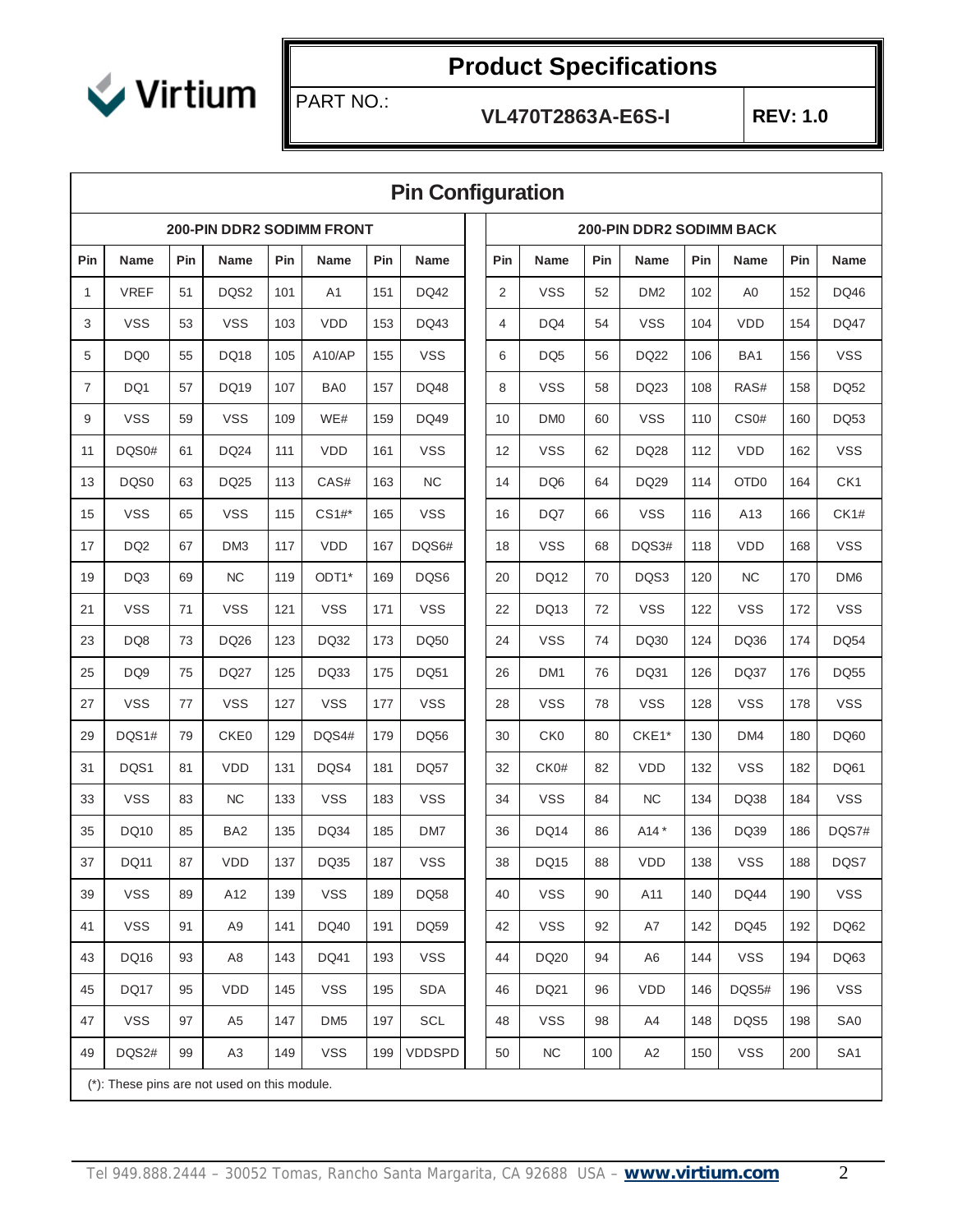## Pin Configuration

| 200-PIN DDR2 SODIMM FRONT | | | | | | | | 200-PIN DDR2 SODIMM BACK | | | | | | | |
|---|---|---|---|---|---|---|---|---|---|---|---|---|---|---|---|
| Pin | Name | Pin | Name | Pin | Name | Pin | Name | Pin | Name | Pin | Name | Pin | Name | Pin | Name |
| 1 | VREF | 51 | DQS2 | 101 | A1 | 151 | DQ42 | 2 | VSS | 52 | DM2 | 102 | A0 | 152 | DQ46 |
| 3 | VSS | 53 | VSS | 103 | VDD | 153 | DQ43 | 4 | DQ4 | 54 | VSS | 104 | VDD | 154 | DQ47 |
| 5 | DQ0 | 55 | DQ18 | 105 | A10/AP | 155 | VSS | 6 | DQ5 | 56 | DQ22 | 106 | BA1 | 156 | VSS |
| 7 | DQ1 | 57 | DQ19 | 107 | BA0 | 157 | DQ48 | 8 | VSS | 58 | DQ23 | 108 | RAS# | 158 | DQ52 |
| 9 | VSS | 59 | VSS | 109 | WE# | 159 | DQ49 | 10 | DM0 | 60 | VSS | 110 | CS0# | 160 | DQ53 |
| 11 | DQS0# | 61 | DQ24 | 111 | VDD | 161 | VSS | 12 | VSS | 62 | DQ28 | 112 | VDD | 162 | VSS |
| 13 | DQS0 | 63 | DQ25 | 113 | CAS# | 163 | NC | 14 | DQ6 | 64 | DQ29 | 114 | OTD0 | 164 | CK1 |
| 15 | VSS | 65 | VSS | 115 | CS1#* | 165 | VSS | 16 | DQ7 | 66 | VSS | 116 | A13 | 166 | CK1# |
| 17 | DQ2 | 67 | DM3 | 117 | VDD | 167 | DQS6# | 18 | VSS | 68 | DQS3# | 118 | VDD | 168 | VSS |
| 19 | DQ3 | 69 | NC | 119 | ODT1* | 169 | DQS6 | 20 | DQ12 | 70 | DQS3 | 120 | NC | 170 | DM6 |
| 21 | VSS | 71 | VSS | 121 | VSS | 171 | VSS | 22 | DQ13 | 72 | VSS | 122 | VSS | 172 | VSS |
| 23 | DQ8 | 73 | DQ26 | 123 | DQ32 | 173 | DQ50 | 24 | VSS | 74 | DQ30 | 124 | DQ36 | 174 | DQ54 |
| 25 | DQ9 | 75 | DQ27 | 125 | DQ33 | 175 | DQ51 | 26 | DM1 | 76 | DQ31 | 126 | DQ37 | 176 | DQ55 |
| 27 | VSS | 77 | VSS | 127 | VSS | 177 | VSS | 28 | VSS | 78 | VSS | 128 | VSS | 178 | VSS |
| 29 | DQS1# | 79 | CKE0 | 129 | DQS4# | 179 | DQ56 | 30 | CK0 | 80 | CKE1* | 130 | DM4 | 180 | DQ60 |
| 31 | DQS1 | 81 | VDD | 131 | DQS4 | 181 | DQ57 | 32 | CK0# | 82 | VDD | 132 | VSS | 182 | DQ61 |
| 33 | VSS | 83 | NC | 133 | VSS | 183 | VSS | 34 | VSS | 84 | NC | 134 | DQ38 | 184 | VSS |
| 35 | DQ10 | 85 | BA2 | 135 | DQ34 | 185 | DM7 | 36 | DQ14 | 86 | A14 * | 136 | DQ39 | 186 | DQS7# |
| 37 | DQ11 | 87 | VDD | 137 | DQ35 | 187 | VSS | 38 | DQ15 | 88 | VDD | 138 | VSS | 188 | DQS7 |
| 39 | VSS | 89 | A12 | 139 | VSS | 189 | DQ58 | 40 | VSS | 90 | A11 | 140 | DQ44 | 190 | VSS |
| 41 | VSS | 91 | A9 | 141 | DQ40 | 191 | DQ59 | 42 | VSS | 92 | A7 | 142 | DQ45 | 192 | DQ62 |
| 43 | DQ16 | 93 | A8 | 143 | DQ41 | 193 | VSS | 44 | DQ20 | 94 | A6 | 144 | VSS | 194 | DQ63 |
| 45 | DQ17 | 95 | VDD | 145 | VSS | 195 | SDA | 46 | DQ21 | 96 | VDD | 146 | DQS5# | 196 | VSS |
| 47 | VSS | 97 | A5 | 147 | DM5 | 197 | SCL | 48 | VSS | 98 | A4 | 148 | DQS5 | 198 | SA0 |
| 49 | DQS2# | 99 | A3 | 149 | VSS | 199 | VDDSPD | 50 | NC | 100 | A2 | 150 | VSS | 200 | SA1 |

(*): These pins are not used on this module.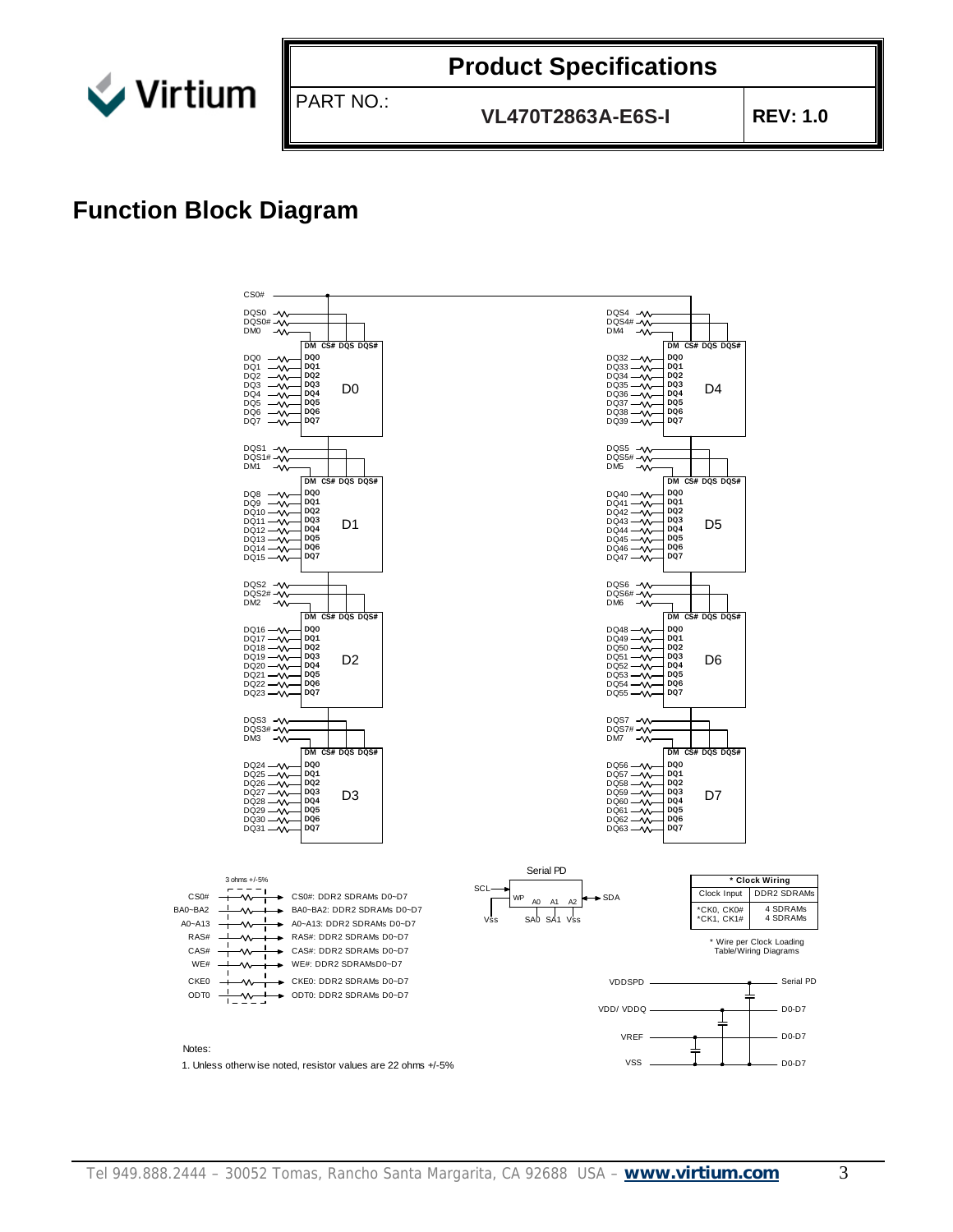# Function Block Diagram

CS0#

DQS0, DQS0#, DM0 → D0 (DM, CS#, DQS, DQS#)
DQ0–DQ7 → D0 DQ0–DQ7

DQS1, DQS1#, DM1 → D1 (DM, CS#, DQS, DQS#)
DQ8–DQ15 → D1 DQ0–DQ7

DQS2, DQS2#, DM2 → D2 (DM, CS#, DQS, DQS#)
DQ16–DQ23 → D2 DQ0–DQ7

DQS3, DQS3#, DM3 → D3 (DM, CS#, DQS, DQS#)
DQ24–DQ31 → D3 DQ0–DQ7

DQS4, DQS4#, DM4 → D4 (DM, CS#, DQS, DQS#)
DQ32–DQ39 → D4 DQ0–DQ7

DQS5, DQS5#, DM5 → D5 (DM, CS#, DQS, DQS#)
DQ40–DQ47 → D5 DQ0–DQ7

DQS6, DQS6#, DM6 → D6 (DM, CS#, DQS, DQS#)
DQ48–DQ55 → D6 DQ0–DQ7

DQS7, DQS7#, DM7 → D7 (DM, CS#, DQS, DQS#)
DQ56–DQ63 → D7 DQ0–DQ7

3 ohms +/-5%

- CS0# → CS0#: DDR2 SDRAMs D0~D7
- BA0~BA2 → BA0~BA2: DDR2 SDRAMs D0~D7
- A0~A13 → A0~A13: DDR2 SDRAMs D0~D7
- RAS# → RAS#: DDR2 SDRAMs D0~D7
- CAS# → CAS#: DDR2 SDRAMs D0~D7
- WE# → WE#: DDR2 SDRAMsD0~D7
- CKE0 → CKE0: DDR2 SDRAMs D0~D7
- ODT0 → ODT0: DDR2 SDRAMs D0~D7

Serial PD

SCL, WP, A0, A1, A2, SDA, Vss, SA0, SA1, Vss

| * Clock Wiring | |
|---|---|
| Clock Input | DDR2 SDRAMs |
| *CK0, CK0# | 4 SDRAMs |
| *CK1, CK1# | 4 SDRAMs |

* Wire per Clock Loading Table/Wiring Diagrams

- VDDSPD → Serial PD
- VDD/ VDDQ → D0-D7
- VREF → D0-D7
- VSS → D0-D7

Notes:

1. Unless otherwise noted, resistor values are 22 ohms +/-5%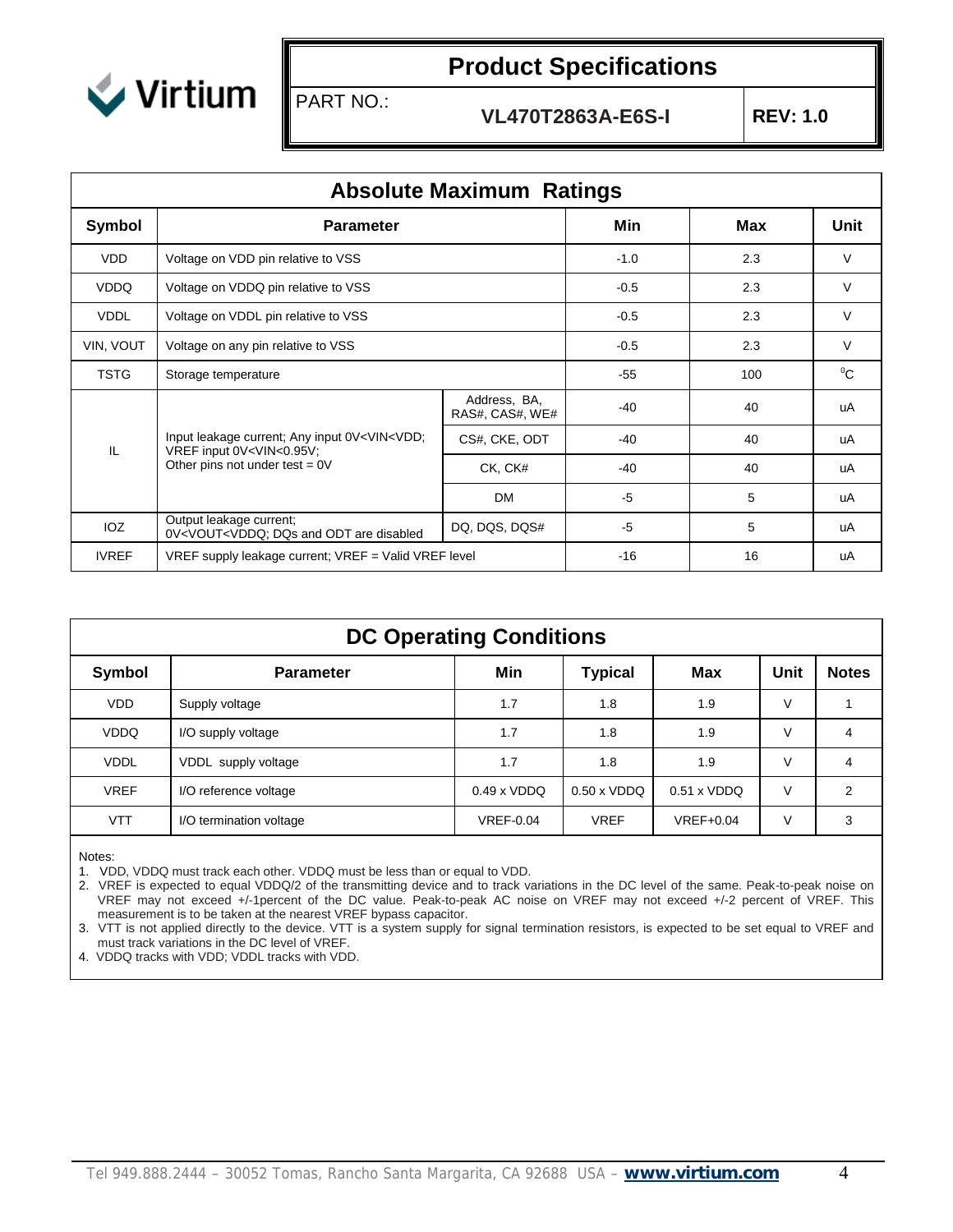## Absolute Maximum Ratings

| Symbol | Parameter | | Min | Max | Unit |
|---|---|---|---|---|---|
| VDD | Voltage on VDD pin relative to VSS | | -1.0 | 2.3 | V |
| VDDQ | Voltage on VDDQ pin relative to VSS | | -0.5 | 2.3 | V |
| VDDL | Voltage on VDDL pin relative to VSS | | -0.5 | 2.3 | V |
| VIN, VOUT | Voltage on any pin relative to VSS | | -0.5 | 2.3 | V |
| TSTG | Storage temperature | | -55 | 100 | $^0$C |
| IL | Input leakage current; Any input 0V<VIN<VDD; VREF input 0V<VIN<0.95V; Other pins not under test = 0V | Address, BA, RAS#, CAS#, WE# | -40 | 40 | uA |
| | | CS#, CKE, ODT | -40 | 40 | uA |
| | | CK, CK# | -40 | 40 | uA |
| | | DM | -5 | 5 | uA |
| IOZ | Output leakage current; 0V<VOUT<VDDQ; DQs and ODT are disabled | DQ, DQS, DQS# | -5 | 5 | uA |
| IVREF | VREF supply leakage current; VREF = Valid VREF level | | -16 | 16 | uA |

## DC Operating Conditions

| Symbol | Parameter | Min | Typical | Max | Unit | Notes |
|---|---|---|---|---|---|---|
| VDD | Supply voltage | 1.7 | 1.8 | 1.9 | V | 1 |
| VDDQ | I/O supply voltage | 1.7 | 1.8 | 1.9 | V | 4 |
| VDDL | VDDL supply voltage | 1.7 | 1.8 | 1.9 | V | 4 |
| VREF | I/O reference voltage | 0.49 x VDDQ | 0.50 x VDDQ | 0.51 x VDDQ | V | 2 |
| VTT | I/O termination voltage | VREF-0.04 | VREF | VREF+0.04 | V | 3 |

Notes:

1. VDD, VDDQ must track each other. VDDQ must be less than or equal to VDD.
2. VREF is expected to equal VDDQ/2 of the transmitting device and to track variations in the DC level of the same. Peak-to-peak noise on VREF may not exceed +/-1percent of the DC value. Peak-to-peak AC noise on VREF may not exceed +/-2 percent of VREF. This measurement is to be taken at the nearest VREF bypass capacitor.
3. VTT is not applied directly to the device. VTT is a system supply for signal termination resistors, is expected to be set equal to VREF and must track variations in the DC level of VREF.
4. VDDQ tracks with VDD; VDDL tracks with VDD.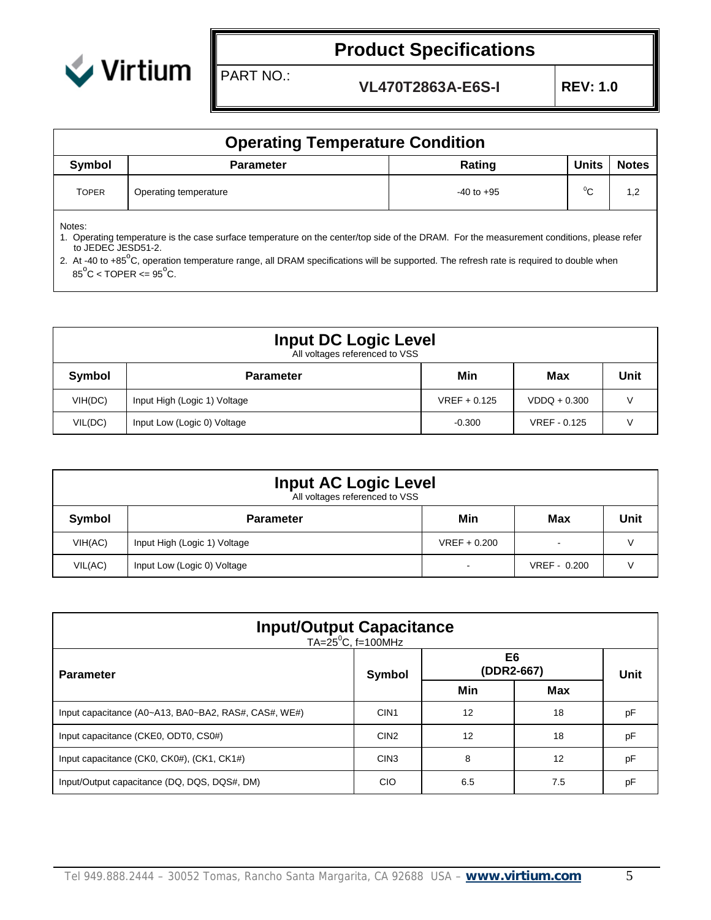## Operating Temperature Condition

| Symbol | Parameter | Rating | Units | Notes |
|---|---|---|---|---|
| TOPER | Operating temperature | -40 to +95 | $^{o}C$ | 1,2 |

Notes:

1. Operating temperature is the case surface temperature on the center/top side of the DRAM. For the measurement conditions, please refer to JEDEC JESD51-2.
2. At -40 to +85$^{o}$C, operation temperature range, all DRAM specifications will be supported. The refresh rate is required to double when 85$^{o}$C < TOPER <= 95$^{o}$C.

## Input DC Logic Level

All voltages referenced to VSS

| Symbol | Parameter | Min | Max | Unit |
|---|---|---|---|---|
| VIH(DC) | Input High (Logic 1) Voltage | VREF + 0.125 | VDDQ + 0.300 | V |
| VIL(DC) | Input Low (Logic 0) Voltage | -0.300 | VREF - 0.125 | V |

## Input AC Logic Level

All voltages referenced to VSS

| Symbol | Parameter | Min | Max | Unit |
|---|---|---|---|---|
| VIH(AC) | Input High (Logic 1) Voltage | VREF + 0.200 | - | V |
| VIL(AC) | Input Low (Logic 0) Voltage | - | VREF - 0.200 | V |

## Input/Output Capacitance

TA=25$^{o}$C, f=100MHz

| Parameter | Symbol | E6 (DDR2-667) | | Unit |
|---|---|---|---|---|
| | | Min | Max | |
| Input capacitance (A0~A13, BA0~BA2, RAS#, CAS#, WE#) | CIN1 | 12 | 18 | pF |
| Input capacitance (CKE0, ODT0, CS0#) | CIN2 | 12 | 18 | pF |
| Input capacitance (CK0, CK0#), (CK1, CK1#) | CIN3 | 8 | 12 | pF |
| Input/Output capacitance (DQ, DQS, DQS#, DM) | CIO | 6.5 | 7.5 | pF |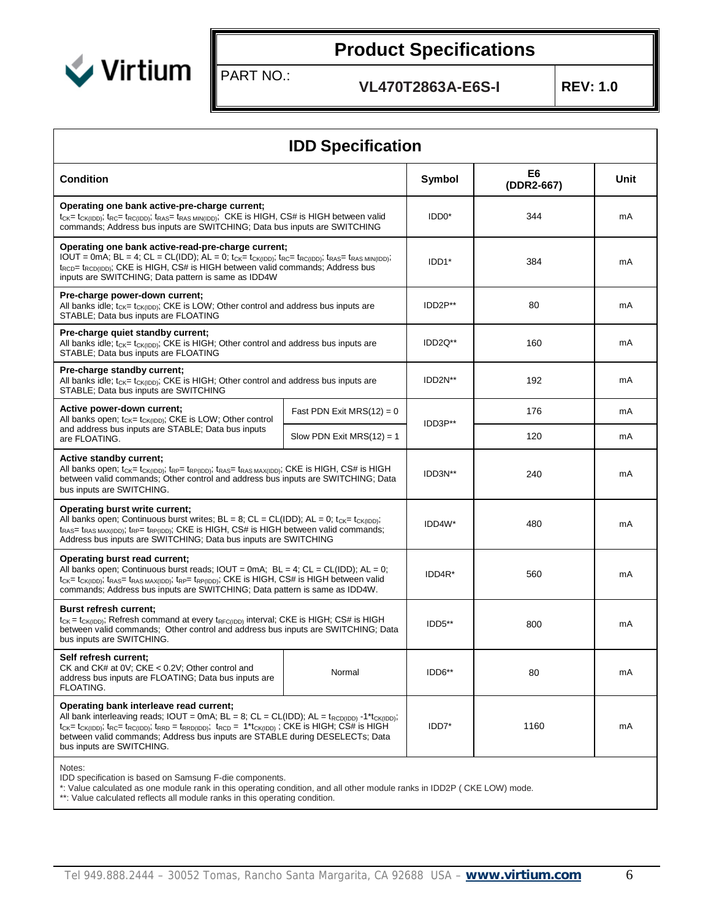# Product Specifications

PART NO.: **VL470T2863A-E6S-I** **REV: 1.0**

## IDD Specification

| Condition | | Symbol | E6 (DDR2-667) | Unit |
|---|---|---|---|---|
| **Operating one bank active-pre-charge current;** $t_{CK}$= $t_{CK(IDD)}$; $t_{RC}$= $t_{RC(IDD)}$; $t_{RAS}$= $t_{RAS\ MIN(IDD)}$; CKE is HIGH, CS# is HIGH between valid commands; Address bus inputs are SWITCHING; Data bus inputs are SWITCHING | | IDD0* | 344 | mA |
| **Operating one bank active-read-pre-charge current;** IOUT = 0mA; BL = 4; CL = CL(IDD); AL = 0; $t_{CK}$= $t_{CK(IDD)}$; $t_{RC}$= $t_{RC(IDD)}$; $t_{RAS}$= $t_{RAS\ MIN(IDD)}$; $t_{RCD}$= $t_{RCD(IDD)}$; CKE is HIGH, CS# is HIGH between valid commands; Address bus inputs are SWITCHING; Data pattern is same as IDD4W | | IDD1* | 384 | mA |
| **Pre-charge power-down current;** All banks idle; $t_{CK}$= $t_{CK(IDD)}$; CKE is LOW; Other control and address bus inputs are STABLE; Data bus inputs are FLOATING | | IDD2P** | 80 | mA |
| **Pre-charge quiet standby current;** All banks idle; $t_{CK}$= $t_{CK(IDD)}$; CKE is HIGH; Other control and address bus inputs are STABLE; Data bus inputs are FLOATING | | IDD2Q** | 160 | mA |
| **Pre-charge standby current;** All banks idle; $t_{CK}$= $t_{CK(IDD)}$; CKE is HIGH; Other control and address bus inputs are STABLE; Data bus inputs are SWITCHING | | IDD2N** | 192 | mA |
| **Active power-down current;** All banks open; $t_{CK}$= $t_{CK(IDD)}$; CKE is LOW; Other control and address bus inputs are STABLE; Data bus inputs are FLOATING. | Fast PDN Exit MRS(12) = 0 | IDD3P** | 176 | mA |
| | Slow PDN Exit MRS(12) = 1 | | 120 | mA |
| **Active standby current;** All banks open; $t_{CK}$= $t_{CK(IDD)}$; $t_{RP}$= $t_{RP(IDD)}$; $t_{RAS}$= $t_{RAS\ MAX(IDD)}$; CKE is HIGH, CS# is HIGH between valid commands; Other control and address bus inputs are SWITCHING; Data bus inputs are SWITCHING. | | IDD3N** | 240 | mA |
| **Operating burst write current;** All banks open; Continuous burst writes; BL = 8; CL = CL(IDD); AL = 0; $t_{CK}$= $t_{CK(IDD)}$; $t_{RAS}$= $t_{RAS\ MAX(IDD)}$; $t_{RP}$= $t_{RP(IDD)}$; CKE is HIGH, CS# is HIGH between valid commands; Address bus inputs are SWITCHING; Data bus inputs are SWITCHING | | IDD4W* | 480 | mA |
| **Operating burst read current;** All banks open; Continuous burst reads; IOUT = 0mA; BL = 4; CL = CL(IDD); AL = 0; $t_{CK}$= $t_{CK(IDD)}$; $t_{RAS}$= $t_{RAS\ MAX(IDD)}$; $t_{RP}$= $t_{RP(IDD)}$; CKE is HIGH, CS# is HIGH between valid commands; Address bus inputs are SWITCHING; Data pattern is same as IDD4W. | | IDD4R* | 560 | mA |
| **Burst refresh current;** $t_{CK}$ = $t_{CK(IDD)}$; Refresh command at every $t_{RFC(IDD)}$ interval; CKE is HIGH; CS# is HIGH between valid commands; Other control and address bus inputs are SWITCHING; Data bus inputs are SWITCHING. | | IDD5** | 800 | mA |
| **Self refresh current;** CK and CK# at 0V; CKE < 0.2V; Other control and address bus inputs are FLOATING; Data bus inputs are FLOATING. | Normal | IDD6** | 80 | mA |
| **Operating bank interleave read current;** All bank interleaving reads; IOUT = 0mA; BL = 8; CL = CL(IDD); AL = $t_{RCD(IDD)}$ -1*$t_{CK(IDD)}$; $t_{CK}$= $t_{CK(IDD)}$; $t_{RC}$= $t_{RC(IDD)}$; $t_{RRD}$ = $t_{RRD(IDD)}$; $t_{RCD}$ = 1*$t_{CK(IDD)}$ ; CKE is HIGH; CS# is HIGH between valid commands; Address bus inputs are STABLE during DESELECTs; Data bus inputs are SWITCHING. | | IDD7* | 1160 | mA |

Notes:
IDD specification is based on Samsung F-die components.
*: Value calculated as one module rank in this operating condition, and all other module ranks in IDD2P ( CKE LOW) mode.
**: Value calculated reflects all module ranks in this operating condition.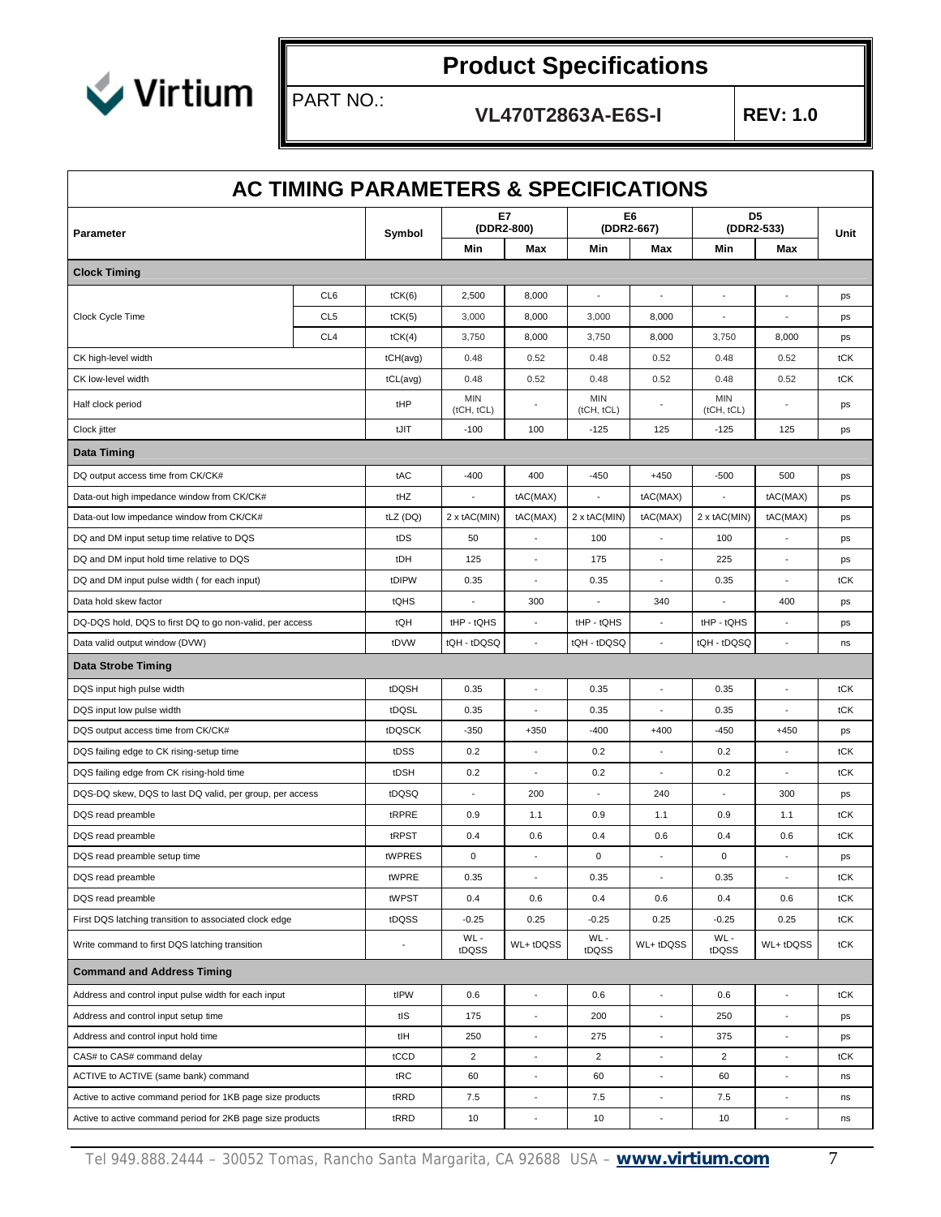# Product Specifications

PART NO.: **VL470T2863A-E6S-I** **REV: 1.0**

## AC TIMING PARAMETERS & SPECIFICATIONS

| Parameter | | Symbol | E7 (DDR2-800) | | E6 (DDR2-667) | | D5 (DDR2-533) | | Unit |
|---|---|---|---|---|---|---|---|---|---|
| | | | Min | Max | Min | Max | Min | Max | |
| **Clock Timing** | | | | | | | | | |
| Clock Cycle Time | CL6 | tCK(6) | 2,500 | 8,000 | - | - | - | - | ps |
| | CL5 | tCK(5) | 3,000 | 8,000 | 3,000 | 8,000 | - | - | ps |
| | CL4 | tCK(4) | 3,750 | 8,000 | 3,750 | 8,000 | 3,750 | 8,000 | ps |
| CK high-level width | | tCH(avg) | 0.48 | 0.52 | 0.48 | 0.52 | 0.48 | 0.52 | tCK |
| CK low-level width | | tCL(avg) | 0.48 | 0.52 | 0.48 | 0.52 | 0.48 | 0.52 | tCK |
| Half clock period | | tHP | MIN (tCH, tCL) | - | MIN (tCH, tCL) | - | MIN (tCH, tCL) | - | ps |
| Clock jitter | | tJIT | -100 | 100 | -125 | 125 | -125 | 125 | ps |
| **Data Timing** | | | | | | | | | |
| DQ output access time from CK/CK# | | tAC | -400 | 400 | -450 | +450 | -500 | 500 | ps |
| Data-out high impedance window from CK/CK# | | tHZ | - | tAC(MAX) | - | tAC(MAX) | - | tAC(MAX) | ps |
| Data-out low impedance window from CK/CK# | | tLZ (DQ) | 2 x tAC(MIN) | tAC(MAX) | 2 x tAC(MIN) | tAC(MAX) | 2 x tAC(MIN) | tAC(MAX) | ps |
| DQ and DM input setup time relative to DQS | | tDS | 50 | - | 100 | - | 100 | - | ps |
| DQ and DM input hold time relative to DQS | | tDH | 125 | - | 175 | - | 225 | - | ps |
| DQ and DM input pulse width ( for each input) | | tDIPW | 0.35 | - | 0.35 | - | 0.35 | - | tCK |
| Data hold skew factor | | tQHS | - | 300 | - | 340 | - | 400 | ps |
| DQ-DQS hold, DQS to first DQ to go non-valid, per access | | tQH | tHP - tQHS | - | tHP - tQHS | - | tHP - tQHS | - | ps |
| Data valid output window (DVW) | | tDVW | tQH - tDQSQ | - | tQH - tDQSQ | - | tQH - tDQSQ | - | ns |
| **Data Strobe Timing** | | | | | | | | | |
| DQS input high pulse width | | tDQSH | 0.35 | - | 0.35 | - | 0.35 | - | tCK |
| DQS input low pulse width | | tDQSL | 0.35 | - | 0.35 | - | 0.35 | - | tCK |
| DQS output access time from CK/CK# | | tDQSCK | -350 | +350 | -400 | +400 | -450 | +450 | ps |
| DQS failing edge to CK rising-setup time | | tDSS | 0.2 | - | 0.2 | - | 0.2 | - | tCK |
| DQS failing edge from CK rising-hold time | | tDSH | 0.2 | - | 0.2 | - | 0.2 | - | tCK |
| DQS-DQ skew, DQS to last DQ valid, per group, per access | | tDQSQ | - | 200 | - | 240 | - | 300 | ps |
| DQS read preamble | | tRPRE | 0.9 | 1.1 | 0.9 | 1.1 | 0.9 | 1.1 | tCK |
| DQS read preamble | | tRPST | 0.4 | 0.6 | 0.4 | 0.6 | 0.4 | 0.6 | tCK |
| DQS read preamble setup time | | tWPRES | 0 | - | 0 | - | 0 | - | ps |
| DQS read preamble | | tWPRE | 0.35 | - | 0.35 | - | 0.35 | - | tCK |
| DQS read preamble | | tWPST | 0.4 | 0.6 | 0.4 | 0.6 | 0.4 | 0.6 | tCK |
| First DQS latching transition to associated clock edge | | tDQSS | -0.25 | 0.25 | -0.25 | 0.25 | -0.25 | 0.25 | tCK |
| Write command to first DQS latching transition | | - | WL - tDQSS | WL+ tDQSS | WL - tDQSS | WL+ tDQSS | WL - tDQSS | WL+ tDQSS | tCK |
| **Command and Address Timing** | | | | | | | | | |
| Address and control input pulse width for each input | | tIPW | 0.6 | - | 0.6 | - | 0.6 | - | tCK |
| Address and control input setup time | | tIS | 175 | - | 200 | - | 250 | - | ps |
| Address and control input hold time | | tIH | 250 | - | 275 | - | 375 | - | ps |
| CAS# to CAS# command delay | | tCCD | 2 | - | 2 | - | 2 | - | tCK |
| ACTIVE to ACTIVE (same bank) command | | tRC | 60 | - | 60 | - | 60 | - | ns |
| Active to active command period for 1KB page size products | | tRRD | 7.5 | - | 7.5 | - | 7.5 | - | ns |
| Active to active command period for 2KB page size products | | tRRD | 10 | - | 10 | - | 10 | - | ns |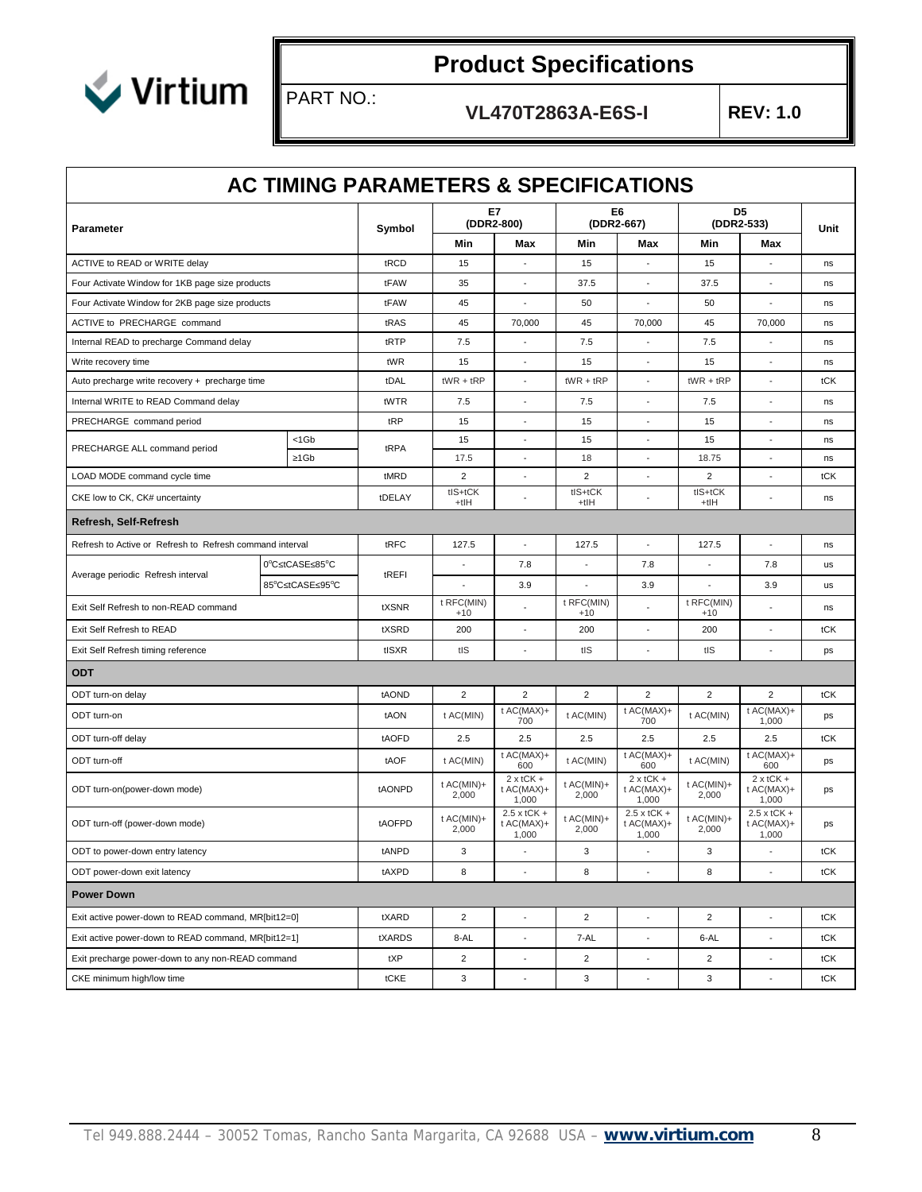# AC TIMING PARAMETERS & SPECIFICATIONS

| Parameter | | Symbol | E7 (DDR2-800) | | E6 (DDR2-667) | | D5 (DDR2-533) | | Unit |
|---|---|---|---|---|---|---|---|---|---|
| | | | Min | Max | Min | Max | Min | Max | |
| ACTIVE to READ or WRITE delay | | tRCD | 15 | - | 15 | - | 15 | - | ns |
| Four Activate Window for 1KB page size products | | tFAW | 35 | - | 37.5 | - | 37.5 | - | ns |
| Four Activate Window for 2KB page size products | | tFAW | 45 | - | 50 | - | 50 | - | ns |
| ACTIVE to PRECHARGE command | | tRAS | 45 | 70,000 | 45 | 70,000 | 45 | 70,000 | ns |
| Internal READ to precharge Command delay | | tRTP | 7.5 | - | 7.5 | - | 7.5 | - | ns |
| Write recovery time | | tWR | 15 | - | 15 | - | 15 | - | ns |
| Auto precharge write recovery + precharge time | | tDAL | tWR + tRP | - | tWR + tRP | - | tWR + tRP | - | tCK |
| Internal WRITE to READ Command delay | | tWTR | 7.5 | - | 7.5 | - | 7.5 | - | ns |
| PRECHARGE command period | | tRP | 15 | - | 15 | - | 15 | - | ns |
| PRECHARGE ALL command period | <1Gb | tRPA | 15 | - | 15 | - | 15 | - | ns |
| | ≥1Gb | | 17.5 | - | 18 | - | 18.75 | - | ns |
| LOAD MODE command cycle time | | tMRD | 2 | - | 2 | - | 2 | - | tCK |
| CKE low to CK, CK# uncertainty | | tDELAY | tIS+tCK +tIH | - | tIS+tCK +tIH | - | tIS+tCK +tIH | - | ns |
| **Refresh, Self-Refresh** | | | | | | | | | |
| Refresh to Active or Refresh to Refresh command interval | | tRFC | 127.5 | - | 127.5 | - | 127.5 | - | ns |
| Average periodic Refresh interval | 0℃≤CASE≤85℃ | tREFI | - | 7.8 | - | 7.8 | - | 7.8 | us |
| | 85℃≤CASE≤95℃ | | - | 3.9 | - | 3.9 | - | 3.9 | us |
| Exit Self Refresh to non-READ command | | tXSNR | t RFC(MIN) +10 | - | t RFC(MIN) +10 | - | t RFC(MIN) +10 | - | ns |
| Exit Self Refresh to READ | | tXSRD | 200 | - | 200 | - | 200 | - | tCK |
| Exit Self Refresh timing reference | | tISXR | tIS | - | tIS | - | tIS | - | ps |
| **ODT** | | | | | | | | | |
| ODT turn-on delay | | tAOND | 2 | 2 | 2 | 2 | 2 | 2 | tCK |
| ODT turn-on | | tAON | t AC(MIN) | t AC(MAX)+ 700 | t AC(MIN) | t AC(MAX)+ 700 | t AC(MIN) | t AC(MAX)+ 1,000 | ps |
| ODT turn-off delay | | tAOFD | 2.5 | 2.5 | 2.5 | 2.5 | 2.5 | 2.5 | tCK |
| ODT turn-off | | tAOF | t AC(MIN) | t AC(MAX)+ 600 | t AC(MIN) | t AC(MAX)+ 600 | t AC(MIN) | t AC(MAX)+ 600 | ps |
| ODT turn-on(power-down mode) | | tAONPD | t AC(MIN)+ 2,000 | 2 x tCK + t AC(MAX)+ 1,000 | t AC(MIN)+ 2,000 | 2 x tCK + t AC(MAX)+ 1,000 | t AC(MIN)+ 2,000 | 2 x tCK + t AC(MAX)+ 1,000 | ps |
| ODT turn-off (power-down mode) | | tAOFPD | t AC(MIN)+ 2,000 | 2.5 x tCK + t AC(MAX)+ 1,000 | t AC(MIN)+ 2,000 | 2.5 x tCK + t AC(MAX)+ 1,000 | t AC(MIN)+ 2,000 | 2.5 x tCK + t AC(MAX)+ 1,000 | ps |
| ODT to power-down entry latency | | tANPD | 3 | - | 3 | - | 3 | - | tCK |
| ODT power-down exit latency | | tAXPD | 8 | - | 8 | - | 8 | - | tCK |
| **Power Down** | | | | | | | | | |
| Exit active power-down to READ command, MR[bit12=0] | | tXARD | 2 | - | 2 | - | 2 | - | tCK |
| Exit active power-down to READ command, MR[bit12=1] | | tXARDS | 8-AL | - | 7-AL | - | 6-AL | - | tCK |
| Exit precharge power-down to any non-READ command | | tXP | 2 | - | 2 | - | 2 | - | tCK |
| CKE minimum high/low time | | tCKE | 3 | - | 3 | - | 3 | - | tCK |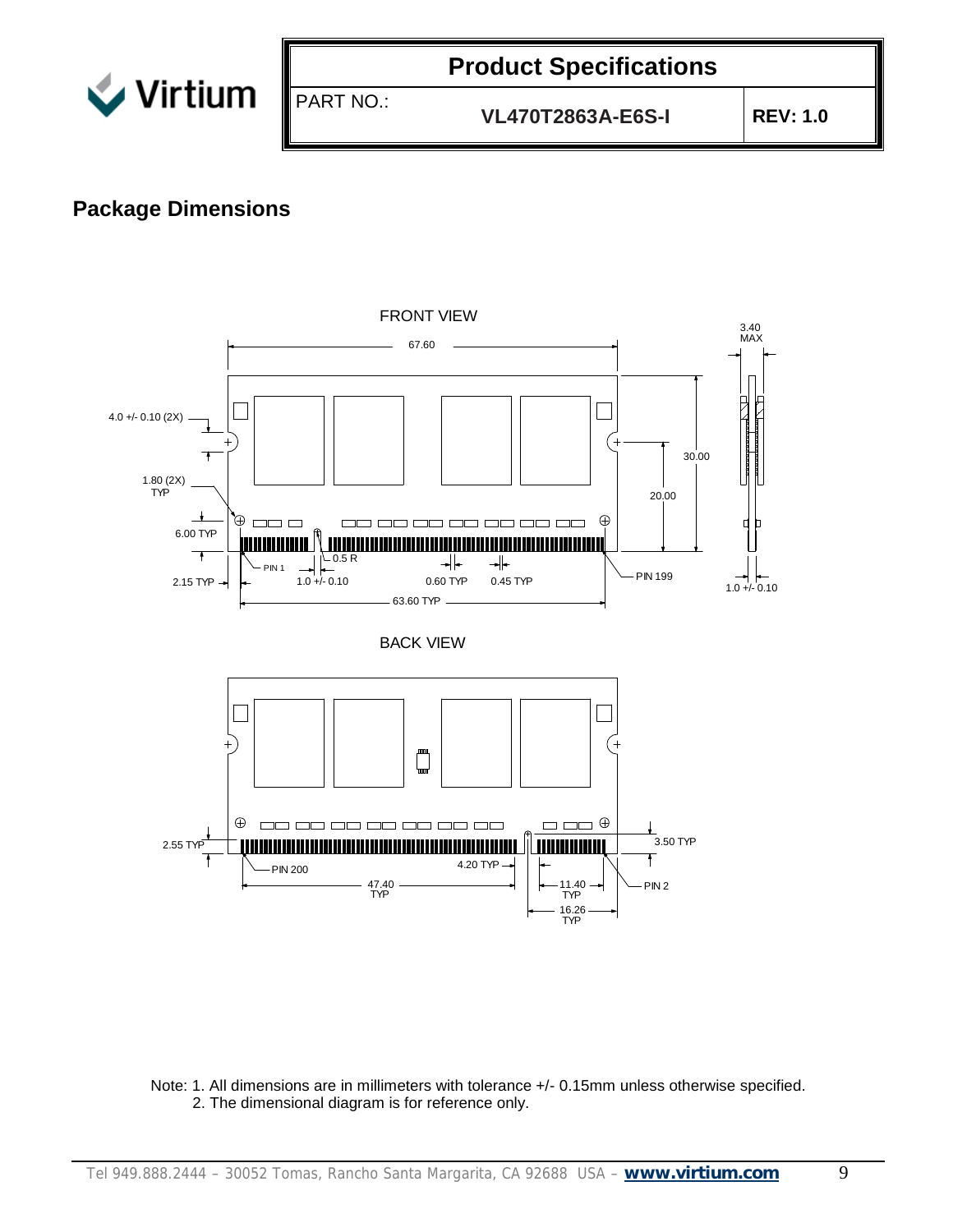| Product Specifications | | |
| --- | --- | --- |
| PART NO.: | VL470T2863A-E6S-I | REV: 1.0 |

## Package Dimensions

FRONT VIEW

67.60

3.40 MAX

4.0 +/- 0.10 (2X)

1.80 (2X) TYP

6.00 TYP

2.15 TYP

PIN 1

0.5 R

1.0 +/- 0.10

0.60 TYP

0.45 TYP

63.60 TYP

PIN 199

30.00

20.00

1.0 +/- 0.10

BACK VIEW

2.55 TYP

PIN 200

4.20 TYP

47.40 TYP

11.40 TYP

16.26 TYP

3.50 TYP

PIN 2

Note: 1. All dimensions are in millimeters with tolerance +/- 0.15mm unless otherwise specified.
2. The dimensional diagram is for reference only.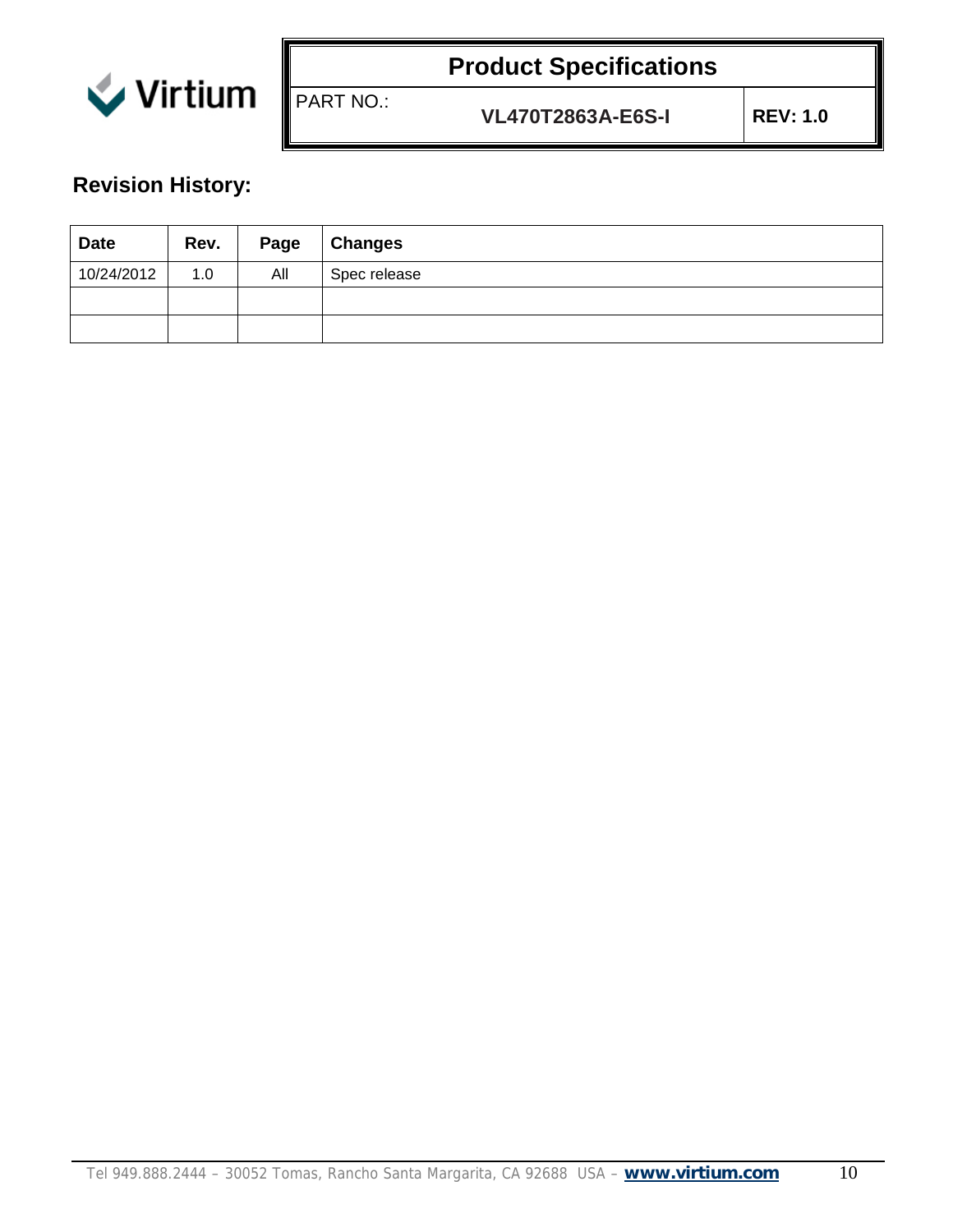## Revision History:

| Date | Rev. | Page | Changes |
| --- | --- | --- | --- |
| 10/24/2012 | 1.0 | All | Spec release |
| | | | |
| | | | |